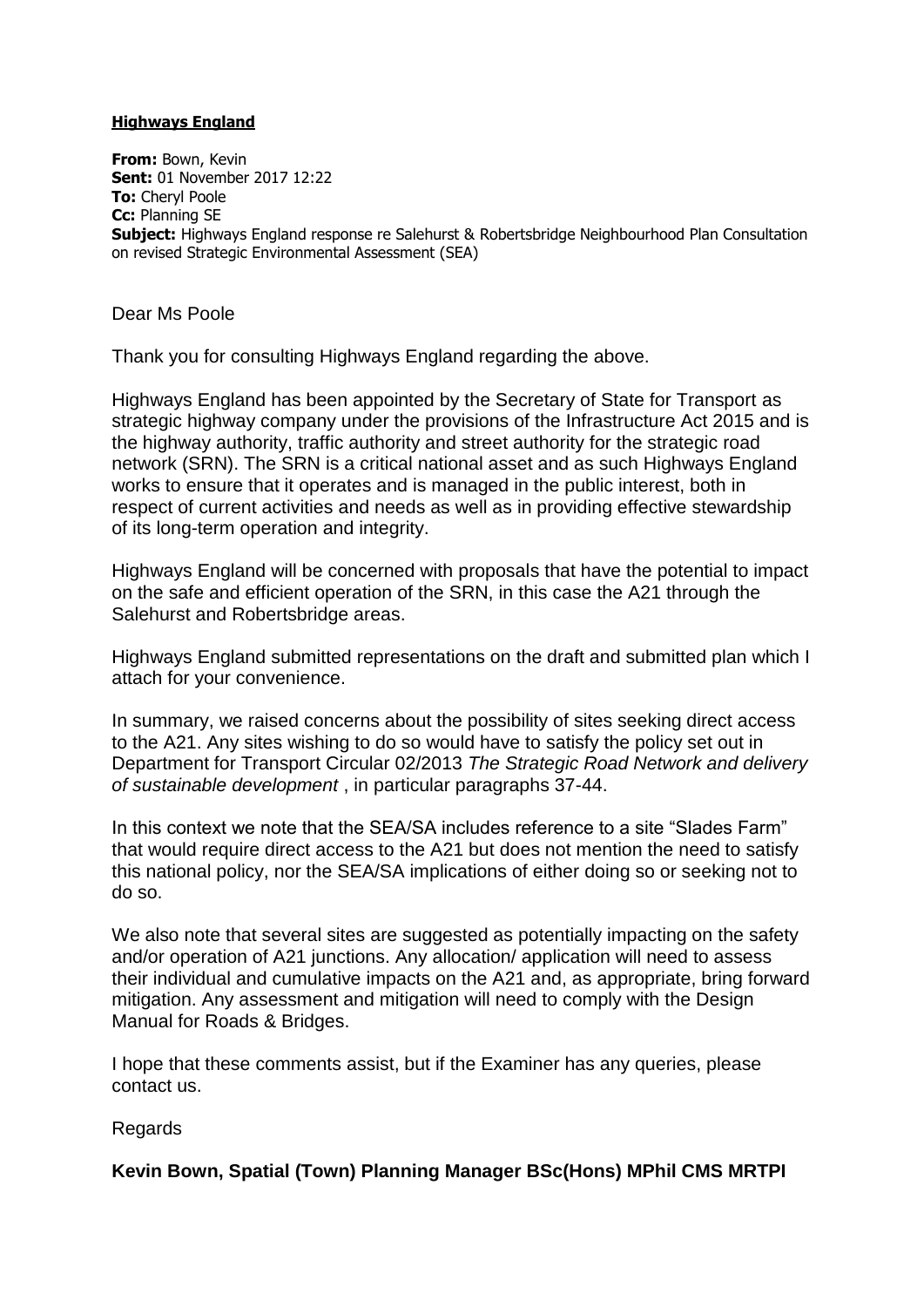**Highways England**

**From:** Bown, Kevin
**Sent:** 01 November 2017 12:22
**To:** Cheryl Poole
**Cc:** Planning SE
**Subject:** Highways England response re Salehurst & Robertsbridge Neighbourhood Plan Consultation on revised Strategic Environmental Assessment (SEA)

Dear Ms Poole

Thank you for consulting Highways England regarding the above.

Highways England has been appointed by the Secretary of State for Transport as strategic highway company under the provisions of the Infrastructure Act 2015 and is the highway authority, traffic authority and street authority for the strategic road network (SRN). The SRN is a critical national asset and as such Highways England works to ensure that it operates and is managed in the public interest, both in respect of current activities and needs as well as in providing effective stewardship of its long-term operation and integrity.

Highways England will be concerned with proposals that have the potential to impact on the safe and efficient operation of the SRN, in this case the A21 through the Salehurst and Robertsbridge areas.

Highways England submitted representations on the draft and submitted plan which I attach for your convenience.

In summary, we raised concerns about the possibility of sites seeking direct access to the A21. Any sites wishing to do so would have to satisfy the policy set out in Department for Transport Circular 02/2013 *The Strategic Road Network and delivery of sustainable development* , in particular paragraphs 37-44.

In this context we note that the SEA/SA includes reference to a site "Slades Farm" that would require direct access to the A21 but does not mention the need to satisfy this national policy, nor the SEA/SA implications of either doing so or seeking not to do so.

We also note that several sites are suggested as potentially impacting on the safety and/or operation of A21 junctions. Any allocation/ application will need to assess their individual and cumulative impacts on the A21 and, as appropriate, bring forward mitigation. Any assessment and mitigation will need to comply with the Design Manual for Roads & Bridges.

I hope that these comments assist, but if the Examiner has any queries, please contact us.

Regards

**Kevin Bown, Spatial (Town) Planning Manager BSc(Hons) MPhil CMS MRTPI**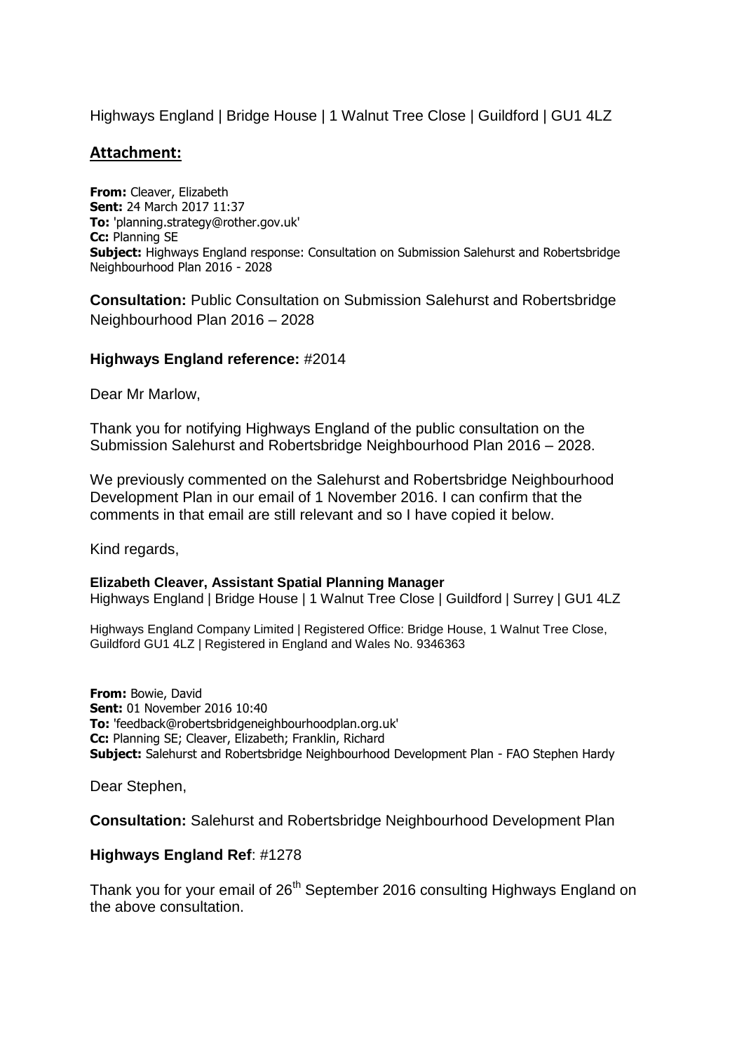Highways England | Bridge House | 1 Walnut Tree Close | Guildford | GU1 4LZ

## Attachment:

**From:** Cleaver, Elizabeth
**Sent:** 24 March 2017 11:37
**To:** 'planning.strategy@rother.gov.uk'
**Cc:** Planning SE
**Subject:** Highways England response: Consultation on Submission Salehurst and Robertsbridge Neighbourhood Plan 2016 - 2028

**Consultation:** Public Consultation on Submission Salehurst and Robertsbridge Neighbourhood Plan 2016 – 2028

**Highways England reference:** #2014

Dear Mr Marlow,

Thank you for notifying Highways England of the public consultation on the Submission Salehurst and Robertsbridge Neighbourhood Plan 2016 – 2028.

We previously commented on the Salehurst and Robertsbridge Neighbourhood Development Plan in our email of 1 November 2016. I can confirm that the comments in that email are still relevant and so I have copied it below.

Kind regards,

**Elizabeth Cleaver, Assistant Spatial Planning Manager**
Highways England | Bridge House | 1 Walnut Tree Close | Guildford | Surrey | GU1 4LZ

Highways England Company Limited | Registered Office: Bridge House, 1 Walnut Tree Close, Guildford GU1 4LZ | Registered in England and Wales No. 9346363

**From:** Bowie, David
**Sent:** 01 November 2016 10:40
**To:** 'feedback@robertsbridgeneighbourhoodplan.org.uk'
**Cc:** Planning SE; Cleaver, Elizabeth; Franklin, Richard
**Subject:** Salehurst and Robertsbridge Neighbourhood Development Plan - FAO Stephen Hardy

Dear Stephen,

**Consultation:** Salehurst and Robertsbridge Neighbourhood Development Plan

**Highways England Ref**: #1278

Thank you for your email of 26th September 2016 consulting Highways England on the above consultation.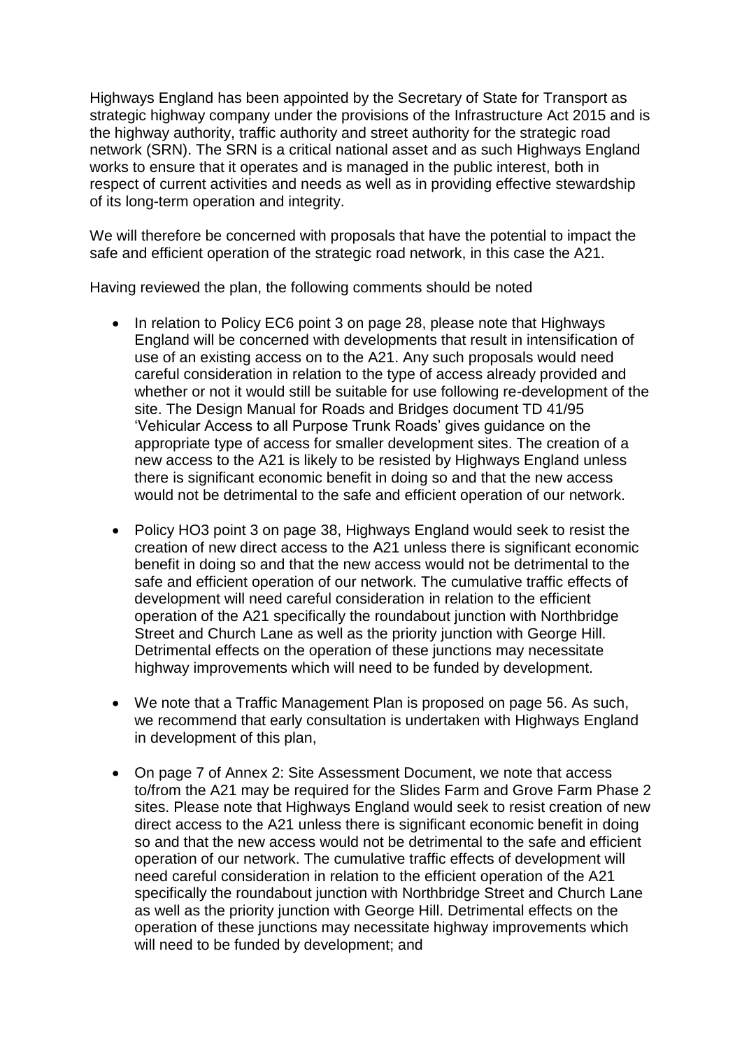Highways England has been appointed by the Secretary of State for Transport as strategic highway company under the provisions of the Infrastructure Act 2015 and is the highway authority, traffic authority and street authority for the strategic road network (SRN). The SRN is a critical national asset and as such Highways England works to ensure that it operates and is managed in the public interest, both in respect of current activities and needs as well as in providing effective stewardship of its long-term operation and integrity.

We will therefore be concerned with proposals that have the potential to impact the safe and efficient operation of the strategic road network, in this case the A21.

Having reviewed the plan, the following comments should be noted

- In relation to Policy EC6 point 3 on page 28, please note that Highways England will be concerned with developments that result in intensification of use of an existing access on to the A21. Any such proposals would need careful consideration in relation to the type of access already provided and whether or not it would still be suitable for use following re-development of the site. The Design Manual for Roads and Bridges document TD 41/95 'Vehicular Access to all Purpose Trunk Roads' gives guidance on the appropriate type of access for smaller development sites. The creation of a new access to the A21 is likely to be resisted by Highways England unless there is significant economic benefit in doing so and that the new access would not be detrimental to the safe and efficient operation of our network.

- Policy HO3 point 3 on page 38, Highways England would seek to resist the creation of new direct access to the A21 unless there is significant economic benefit in doing so and that the new access would not be detrimental to the safe and efficient operation of our network. The cumulative traffic effects of development will need careful consideration in relation to the efficient operation of the A21 specifically the roundabout junction with Northbridge Street and Church Lane as well as the priority junction with George Hill. Detrimental effects on the operation of these junctions may necessitate highway improvements which will need to be funded by development.

- We note that a Traffic Management Plan is proposed on page 56. As such, we recommend that early consultation is undertaken with Highways England in development of this plan,

- On page 7 of Annex 2: Site Assessment Document, we note that access to/from the A21 may be required for the Slides Farm and Grove Farm Phase 2 sites. Please note that Highways England would seek to resist creation of new direct access to the A21 unless there is significant economic benefit in doing so and that the new access would not be detrimental to the safe and efficient operation of our network. The cumulative traffic effects of development will need careful consideration in relation to the efficient operation of the A21 specifically the roundabout junction with Northbridge Street and Church Lane as well as the priority junction with George Hill. Detrimental effects on the operation of these junctions may necessitate highway improvements which will need to be funded by development; and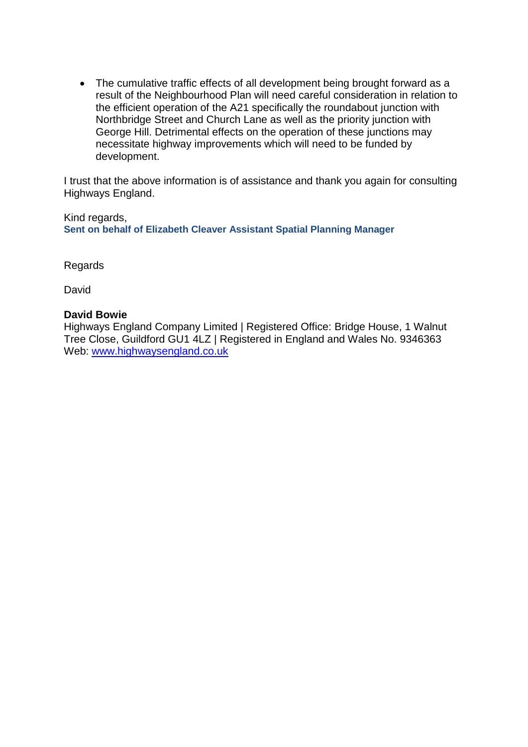- The cumulative traffic effects of all development being brought forward as a result of the Neighbourhood Plan will need careful consideration in relation to the efficient operation of the A21 specifically the roundabout junction with Northbridge Street and Church Lane as well as the priority junction with George Hill. Detrimental effects on the operation of these junctions may necessitate highway improvements which will need to be funded by development.

I trust that the above information is of assistance and thank you again for consulting Highways England.

Kind regards,
**Sent on behalf of Elizabeth Cleaver Assistant Spatial Planning Manager**

Regards

David

**David Bowie**
Highways England Company Limited | Registered Office: Bridge House, 1 Walnut Tree Close, Guildford GU1 4LZ | Registered in England and Wales No. 9346363
Web: www.highwaysengland.co.uk